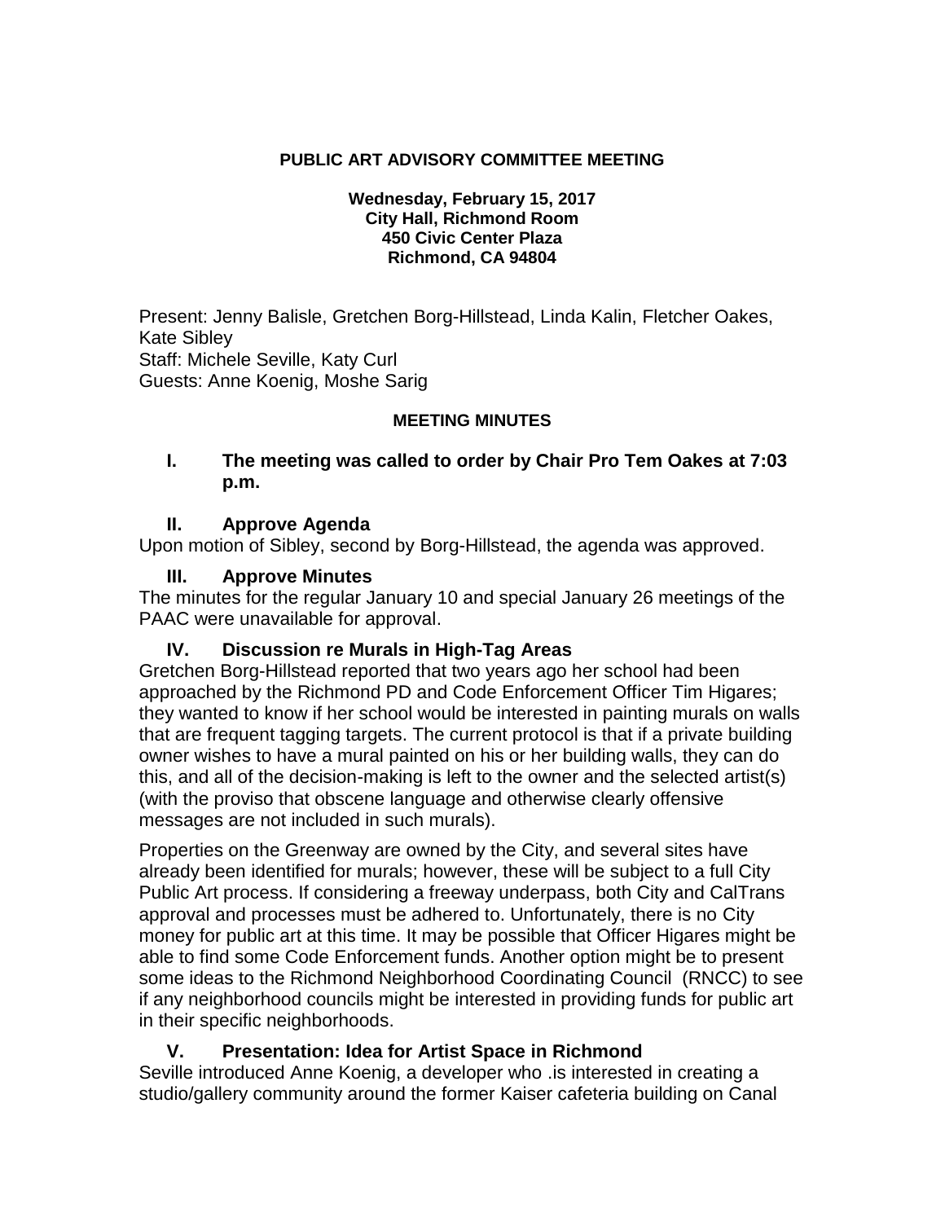**PUBLIC ART ADVISORY COMMITTEE MEETING**

**Wednesday, February 15, 2017**
**City Hall, Richmond Room**
**450 Civic Center Plaza**
**Richmond, CA 94804**

Present: Jenny Balisle, Gretchen Borg-Hillstead, Linda Kalin, Fletcher Oakes, Kate Sibley
Staff: Michele Seville, Katy Curl
Guests: Anne Koenig, Moshe Sarig

**MEETING MINUTES**

## I. The meeting was called to order by Chair Pro Tem Oakes at 7:03 p.m.

## II. Approve Agenda

Upon motion of Sibley, second by Borg-Hillstead, the agenda was approved.

## III. Approve Minutes

The minutes for the regular January 10 and special January 26 meetings of the PAAC were unavailable for approval.

## IV. Discussion re Murals in High-Tag Areas

Gretchen Borg-Hillstead reported that two years ago her school had been approached by the Richmond PD and Code Enforcement Officer Tim Higares; they wanted to know if her school would be interested in painting murals on walls that are frequent tagging targets. The current protocol is that if a private building owner wishes to have a mural painted on his or her building walls, they can do this, and all of the decision-making is left to the owner and the selected artist(s) (with the proviso that obscene language and otherwise clearly offensive messages are not included in such murals).

Properties on the Greenway are owned by the City, and several sites have already been identified for murals; however, these will be subject to a full City Public Art process. If considering a freeway underpass, both City and CalTrans approval and processes must be adhered to. Unfortunately, there is no City money for public art at this time. It may be possible that Officer Higares might be able to find some Code Enforcement funds. Another option might be to present some ideas to the Richmond Neighborhood Coordinating Council (RNCC) to see if any neighborhood councils might be interested in providing funds for public art in their specific neighborhoods.

## V. Presentation: Idea for Artist Space in Richmond

Seville introduced Anne Koenig, a developer who .is interested in creating a studio/gallery community around the former Kaiser cafeteria building on Canal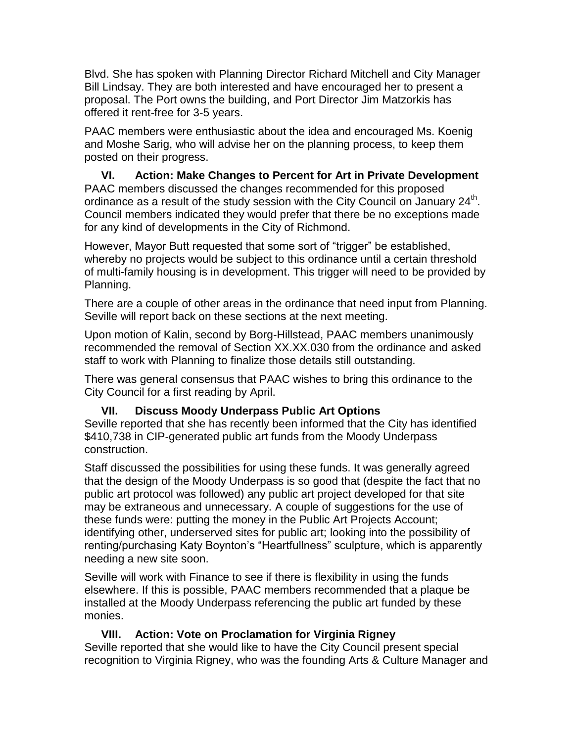Blvd. She has spoken with Planning Director Richard Mitchell and City Manager Bill Lindsay. They are both interested and have encouraged her to present a proposal. The Port owns the building, and Port Director Jim Matzorkis has offered it rent-free for 3-5 years.

PAAC members were enthusiastic about the idea and encouraged Ms. Koenig and Moshe Sarig, who will advise her on the planning process, to keep them posted on their progress.

**VI. Action: Make Changes to Percent for Art in Private Development**

PAAC members discussed the changes recommended for this proposed ordinance as a result of the study session with the City Council on January 24th. Council members indicated they would prefer that there be no exceptions made for any kind of developments in the City of Richmond.

However, Mayor Butt requested that some sort of "trigger" be established, whereby no projects would be subject to this ordinance until a certain threshold of multi-family housing is in development. This trigger will need to be provided by Planning.

There are a couple of other areas in the ordinance that need input from Planning. Seville will report back on these sections at the next meeting.

Upon motion of Kalin, second by Borg-Hillstead, PAAC members unanimously recommended the removal of Section XX.XX.030 from the ordinance and asked staff to work with Planning to finalize those details still outstanding.

There was general consensus that PAAC wishes to bring this ordinance to the City Council for a first reading by April.

**VII. Discuss Moody Underpass Public Art Options**

Seville reported that she has recently been informed that the City has identified $410,738 in CIP-generated public art funds from the Moody Underpass construction.

Staff discussed the possibilities for using these funds. It was generally agreed that the design of the Moody Underpass is so good that (despite the fact that no public art protocol was followed) any public art project developed for that site may be extraneous and unnecessary. A couple of suggestions for the use of these funds were: putting the money in the Public Art Projects Account; identifying other, underserved sites for public art; looking into the possibility of renting/purchasing Katy Boynton's "Heartfullness" sculpture, which is apparently needing a new site soon.

Seville will work with Finance to see if there is flexibility in using the funds elsewhere. If this is possible, PAAC members recommended that a plaque be installed at the Moody Underpass referencing the public art funded by these monies.

**VIII. Action: Vote on Proclamation for Virginia Rigney**

Seville reported that she would like to have the City Council present special recognition to Virginia Rigney, who was the founding Arts & Culture Manager and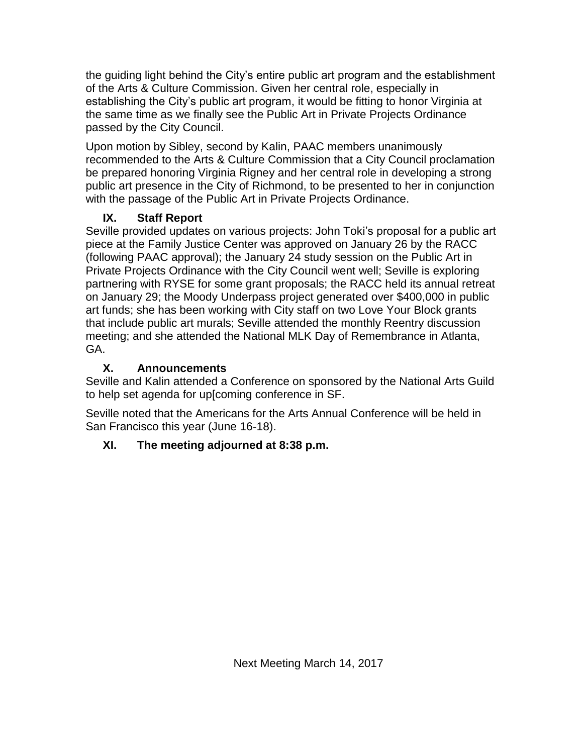the guiding light behind the City's entire public art program and the establishment of the Arts & Culture Commission. Given her central role, especially in establishing the City's public art program, it would be fitting to honor Virginia at the same time as we finally see the Public Art in Private Projects Ordinance passed by the City Council.

Upon motion by Sibley, second by Kalin, PAAC members unanimously recommended to the Arts & Culture Commission that a City Council proclamation be prepared honoring Virginia Rigney and her central role in developing a strong public art presence in the City of Richmond, to be presented to her in conjunction with the passage of the Public Art in Private Projects Ordinance.

## IX. Staff Report

Seville provided updates on various projects: John Toki's proposal for a public art piece at the Family Justice Center was approved on January 26 by the RACC (following PAAC approval); the January 24 study session on the Public Art in Private Projects Ordinance with the City Council went well; Seville is exploring partnering with RYSE for some grant proposals; the RACC held its annual retreat on January 29; the Moody Underpass project generated over $400,000 in public art funds; she has been working with City staff on two Love Your Block grants that include public art murals; Seville attended the monthly Reentry discussion meeting; and she attended the National MLK Day of Remembrance in Atlanta, GA.

## X. Announcements

Seville and Kalin attended a Conference on sponsored by the National Arts Guild to help set agenda for up[coming conference in SF.

Seville noted that the Americans for the Arts Annual Conference will be held in San Francisco this year (June 16-18).

## XI. The meeting adjourned at 8:38 p.m.

Next Meeting March 14, 2017